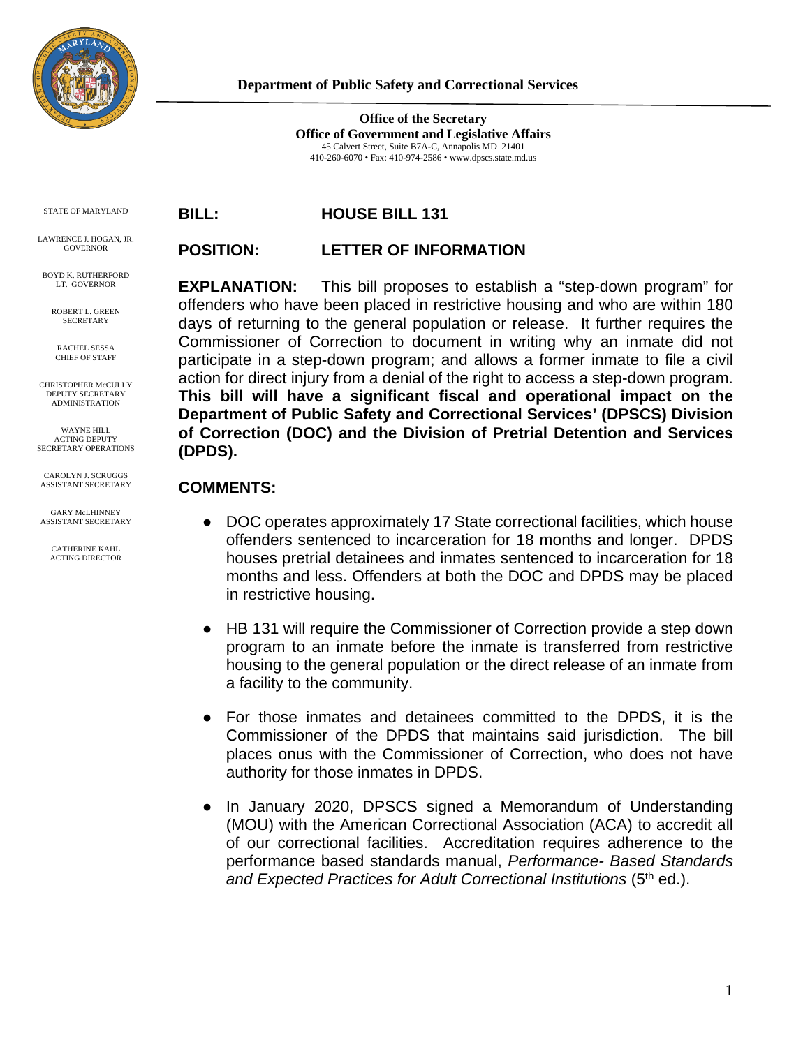**Department of Public Safety and Correctional Services**

**Office of the Secretary**
**Office of Government and Legislative Affairs**
45 Calvert Street, Suite B7A-C, Annapolis MD 21401
410-260-6070 • Fax: 410-974-2586 • www.dpscs.state.md.us

STATE OF MARYLAND

LAWRENCE J. HOGAN, JR.
GOVERNOR

BOYD K. RUTHERFORD
LT. GOVERNOR

ROBERT L. GREEN
SECRETARY

RACHEL SESSA
CHIEF OF STAFF

CHRISTOPHER McCULLY
DEPUTY SECRETARY
ADMINISTRATION

WAYNE HILL
ACTING DEPUTY
SECRETARY OPERATIONS

CAROLYN J. SCRUGGS
ASSISTANT SECRETARY

GARY McLHINNEY
ASSISTANT SECRETARY

CATHERINE KAHL
ACTING DIRECTOR

**BILL:** **HOUSE BILL 131**

**POSITION:** **LETTER OF INFORMATION**

**EXPLANATION:** This bill proposes to establish a "step-down program" for offenders who have been placed in restrictive housing and who are within 180 days of returning to the general population or release. It further requires the Commissioner of Correction to document in writing why an inmate did not participate in a step-down program; and allows a former inmate to file a civil action for direct injury from a denial of the right to access a step-down program. **This bill will have a significant fiscal and operational impact on the Department of Public Safety and Correctional Services' (DPSCS) Division of Correction (DOC) and the Division of Pretrial Detention and Services (DPDS).**

**COMMENTS:**

- DOC operates approximately 17 State correctional facilities, which house offenders sentenced to incarceration for 18 months and longer. DPDS houses pretrial detainees and inmates sentenced to incarceration for 18 months and less. Offenders at both the DOC and DPDS may be placed in restrictive housing.

- HB 131 will require the Commissioner of Correction provide a step down program to an inmate before the inmate is transferred from restrictive housing to the general population or the direct release of an inmate from a facility to the community.

- For those inmates and detainees committed to the DPDS, it is the Commissioner of the DPDS that maintains said jurisdiction. The bill places onus with the Commissioner of Correction, who does not have authority for those inmates in DPDS.

- In January 2020, DPSCS signed a Memorandum of Understanding (MOU) with the American Correctional Association (ACA) to accredit all of our correctional facilities. Accreditation requires adherence to the performance based standards manual, *Performance- Based Standards and Expected Practices for Adult Correctional Institutions* (5th ed.).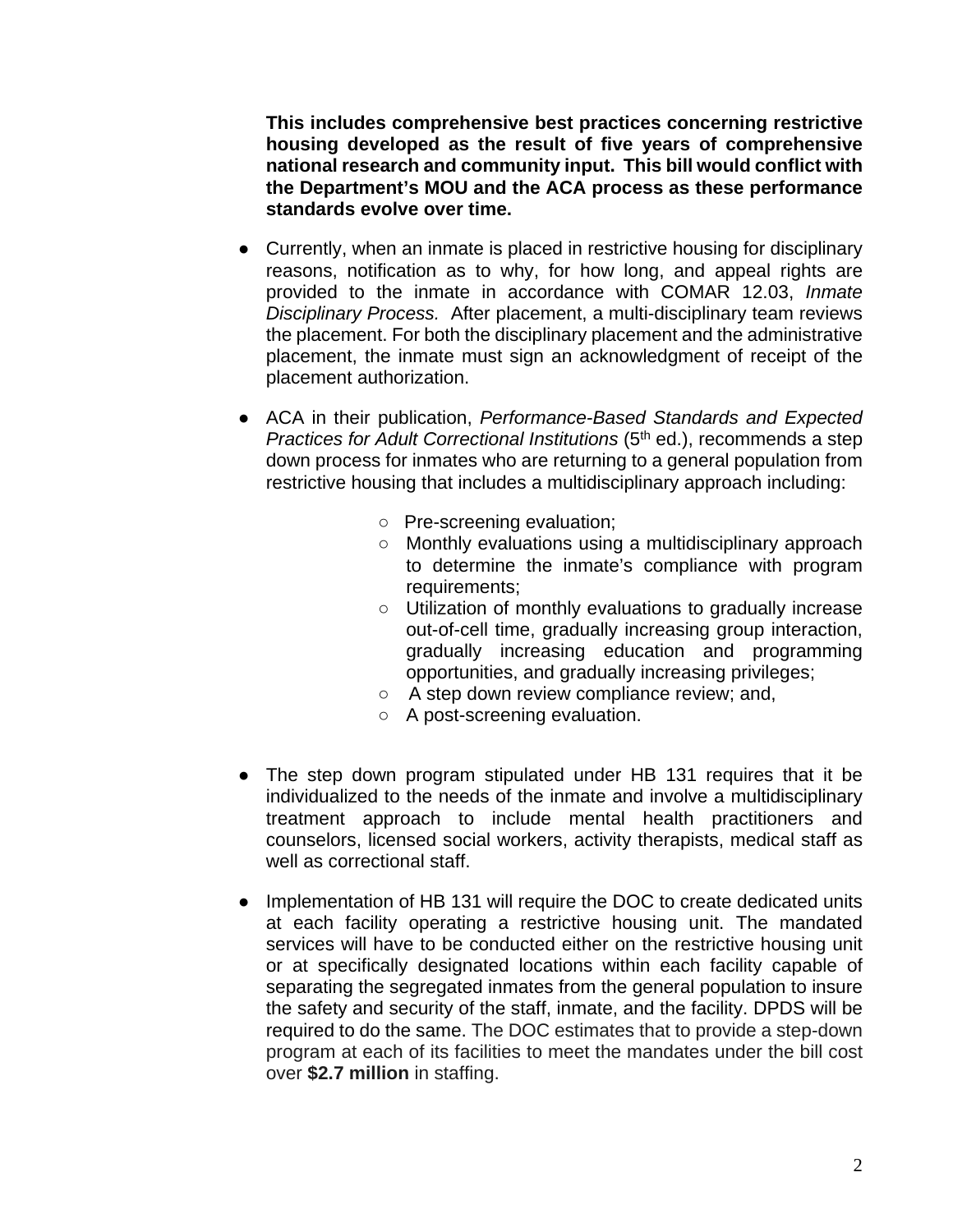**This includes comprehensive best practices concerning restrictive housing developed as the result of five years of comprehensive national research and community input. This bill would conflict with the Department's MOU and the ACA process as these performance standards evolve over time.**

- Currently, when an inmate is placed in restrictive housing for disciplinary reasons, notification as to why, for how long, and appeal rights are provided to the inmate in accordance with COMAR 12.03, *Inmate Disciplinary Process.* After placement, a multi-disciplinary team reviews the placement. For both the disciplinary placement and the administrative placement, the inmate must sign an acknowledgment of receipt of the placement authorization.

- ACA in their publication, *Performance-Based Standards and Expected Practices for Adult Correctional Institutions* (5th ed.), recommends a step down process for inmates who are returning to a general population from restrictive housing that includes a multidisciplinary approach including:
  - Pre-screening evaluation;
  - Monthly evaluations using a multidisciplinary approach to determine the inmate's compliance with program requirements;
  - Utilization of monthly evaluations to gradually increase out-of-cell time, gradually increasing group interaction, gradually increasing education and programming opportunities, and gradually increasing privileges;
  - A step down review compliance review; and,
  - A post-screening evaluation.

- The step down program stipulated under HB 131 requires that it be individualized to the needs of the inmate and involve a multidisciplinary treatment approach to include mental health practitioners and counselors, licensed social workers, activity therapists, medical staff as well as correctional staff.

- Implementation of HB 131 will require the DOC to create dedicated units at each facility operating a restrictive housing unit. The mandated services will have to be conducted either on the restrictive housing unit or at specifically designated locations within each facility capable of separating the segregated inmates from the general population to insure the safety and security of the staff, inmate, and the facility. DPDS will be required to do the same. The DOC estimates that to provide a step-down program at each of its facilities to meet the mandates under the bill cost over **$2.7 million** in staffing.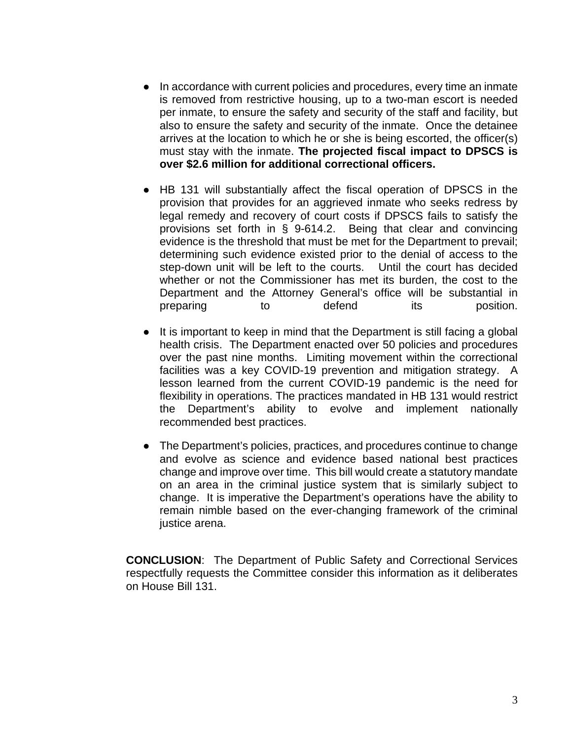- In accordance with current policies and procedures, every time an inmate is removed from restrictive housing, up to a two-man escort is needed per inmate, to ensure the safety and security of the staff and facility, but also to ensure the safety and security of the inmate. Once the detainee arrives at the location to which he or she is being escorted, the officer(s) must stay with the inmate. **The projected fiscal impact to DPSCS is over $2.6 million for additional correctional officers.**

- HB 131 will substantially affect the fiscal operation of DPSCS in the provision that provides for an aggrieved inmate who seeks redress by legal remedy and recovery of court costs if DPSCS fails to satisfy the provisions set forth in § 9-614.2. Being that clear and convincing evidence is the threshold that must be met for the Department to prevail; determining such evidence existed prior to the denial of access to the step-down unit will be left to the courts. Until the court has decided whether or not the Commissioner has met its burden, the cost to the Department and the Attorney General's office will be substantial in preparing to defend its position.

- It is important to keep in mind that the Department is still facing a global health crisis. The Department enacted over 50 policies and procedures over the past nine months. Limiting movement within the correctional facilities was a key COVID-19 prevention and mitigation strategy. A lesson learned from the current COVID-19 pandemic is the need for flexibility in operations. The practices mandated in HB 131 would restrict the Department's ability to evolve and implement nationally recommended best practices.

- The Department's policies, practices, and procedures continue to change and evolve as science and evidence based national best practices change and improve over time. This bill would create a statutory mandate on an area in the criminal justice system that is similarly subject to change. It is imperative the Department's operations have the ability to remain nimble based on the ever-changing framework of the criminal justice arena.

**CONCLUSION**: The Department of Public Safety and Correctional Services respectfully requests the Committee consider this information as it deliberates on House Bill 131.